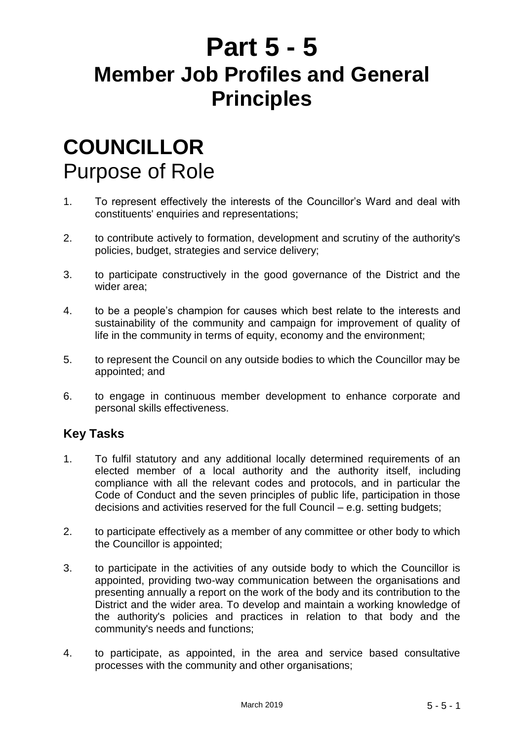# Part 5 - 5
# Member Job Profiles and General Principles

## COUNCILLOR
## Purpose of Role

1. To represent effectively the interests of the Councillor's Ward and deal with constituents' enquiries and representations;

2. to contribute actively to formation, development and scrutiny of the authority's policies, budget, strategies and service delivery;

3. to participate constructively in the good governance of the District and the wider area;

4. to be a people's champion for causes which best relate to the interests and sustainability of the community and campaign for improvement of quality of life in the community in terms of equity, economy and the environment;

5. to represent the Council on any outside bodies to which the Councillor may be appointed; and

6. to engage in continuous member development to enhance corporate and personal skills effectiveness.

### Key Tasks

1. To fulfil statutory and any additional locally determined requirements of an elected member of a local authority and the authority itself, including compliance with all the relevant codes and protocols, and in particular the Code of Conduct and the seven principles of public life, participation in those decisions and activities reserved for the full Council – e.g. setting budgets;

2. to participate effectively as a member of any committee or other body to which the Councillor is appointed;

3. to participate in the activities of any outside body to which the Councillor is appointed, providing two-way communication between the organisations and presenting annually a report on the work of the body and its contribution to the District and the wider area. To develop and maintain a working knowledge of the authority's policies and practices in relation to that body and the community's needs and functions;

4. to participate, as appointed, in the area and service based consultative processes with the community and other organisations;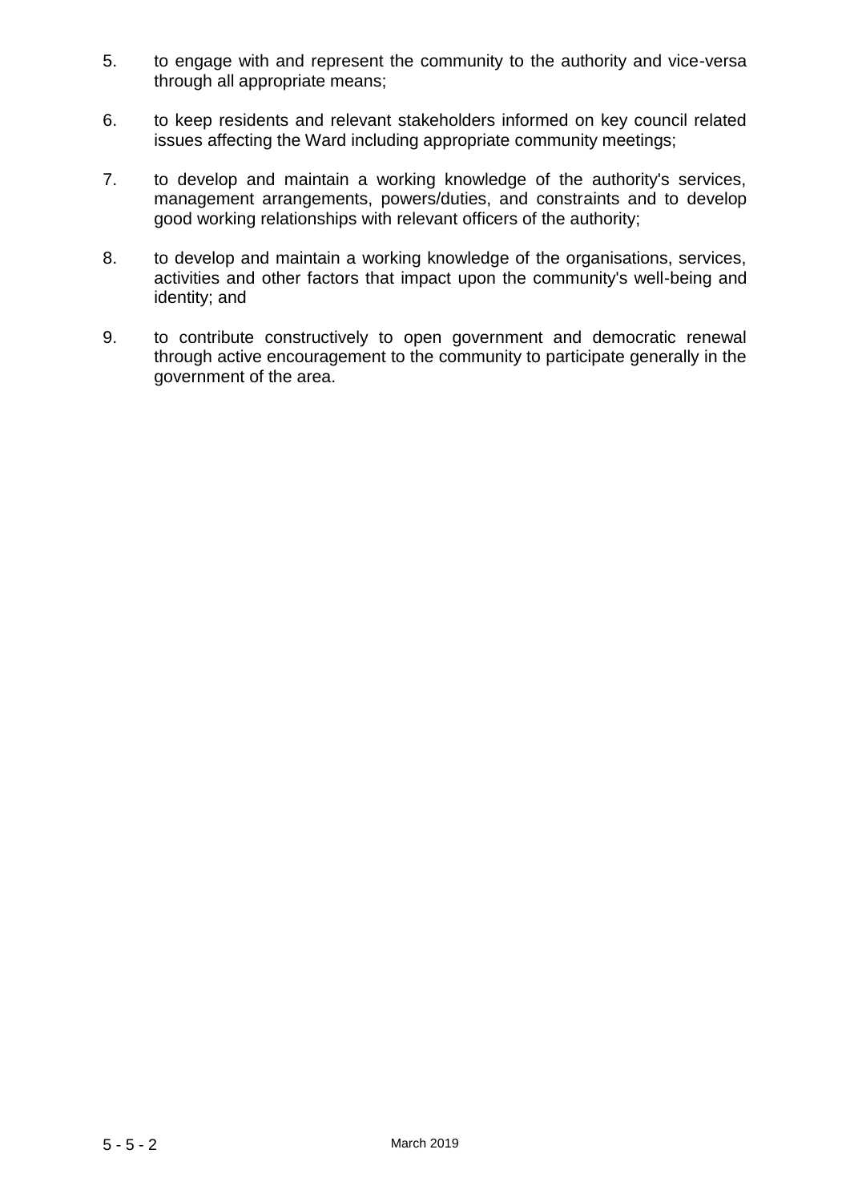5. to engage with and represent the community to the authority and vice-versa through all appropriate means;

6. to keep residents and relevant stakeholders informed on key council related issues affecting the Ward including appropriate community meetings;

7. to develop and maintain a working knowledge of the authority's services, management arrangements, powers/duties, and constraints and to develop good working relationships with relevant officers of the authority;

8. to develop and maintain a working knowledge of the organisations, services, activities and other factors that impact upon the community's well-being and identity; and

9. to contribute constructively to open government and democratic renewal through active encouragement to the community to participate generally in the government of the area.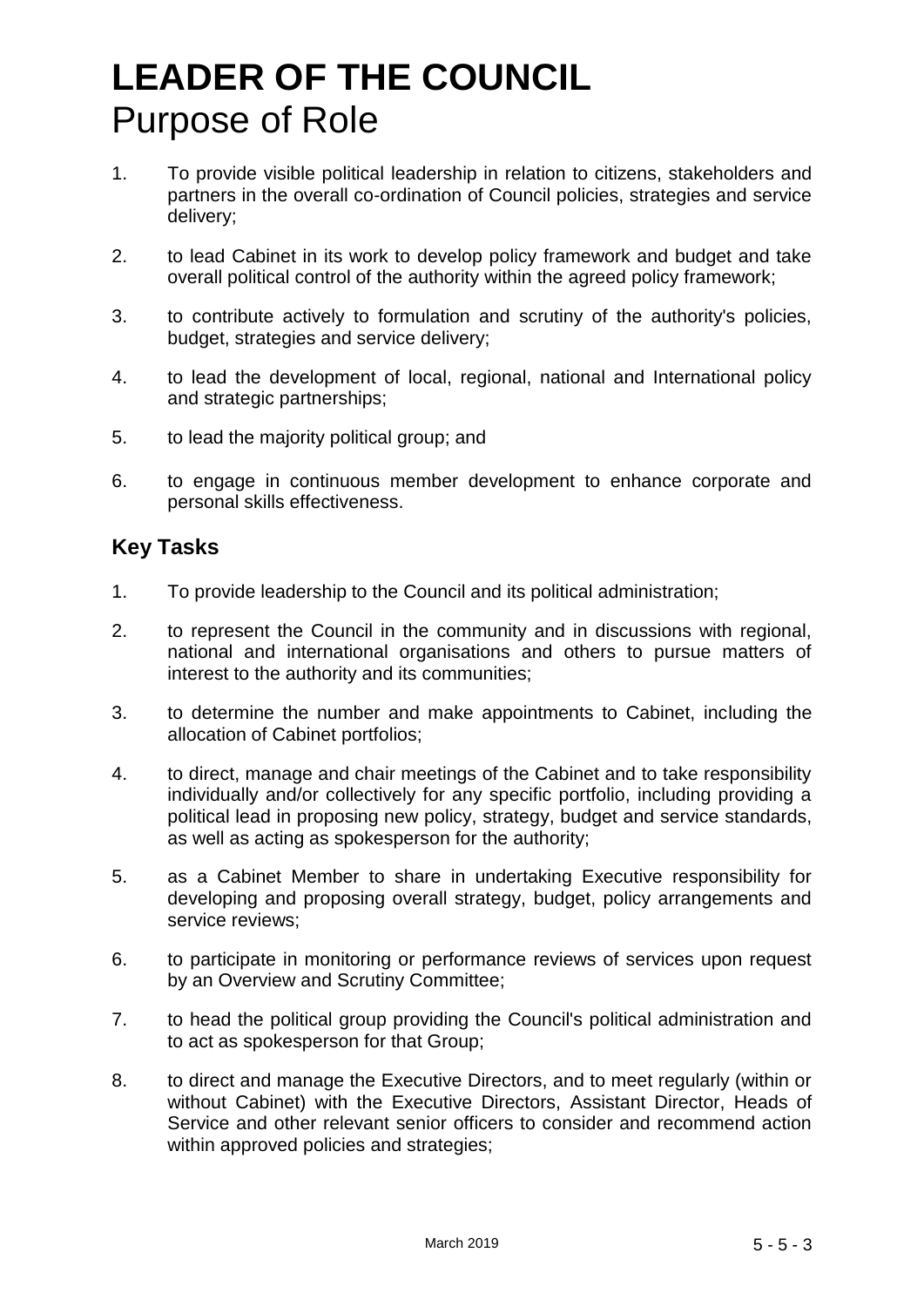# LEADER OF THE COUNCIL
# Purpose of Role

1. To provide visible political leadership in relation to citizens, stakeholders and partners in the overall co-ordination of Council policies, strategies and service delivery;

2. to lead Cabinet in its work to develop policy framework and budget and take overall political control of the authority within the agreed policy framework;

3. to contribute actively to formulation and scrutiny of the authority's policies, budget, strategies and service delivery;

4. to lead the development of local, regional, national and International policy and strategic partnerships;

5. to lead the majority political group; and

6. to engage in continuous member development to enhance corporate and personal skills effectiveness.

## Key Tasks

1. To provide leadership to the Council and its political administration;

2. to represent the Council in the community and in discussions with regional, national and international organisations and others to pursue matters of interest to the authority and its communities;

3. to determine the number and make appointments to Cabinet, including the allocation of Cabinet portfolios;

4. to direct, manage and chair meetings of the Cabinet and to take responsibility individually and/or collectively for any specific portfolio, including providing a political lead in proposing new policy, strategy, budget and service standards, as well as acting as spokesperson for the authority;

5. as a Cabinet Member to share in undertaking Executive responsibility for developing and proposing overall strategy, budget, policy arrangements and service reviews;

6. to participate in monitoring or performance reviews of services upon request by an Overview and Scrutiny Committee;

7. to head the political group providing the Council's political administration and to act as spokesperson for that Group;

8. to direct and manage the Executive Directors, and to meet regularly (within or without Cabinet) with the Executive Directors, Assistant Director, Heads of Service and other relevant senior officers to consider and recommend action within approved policies and strategies;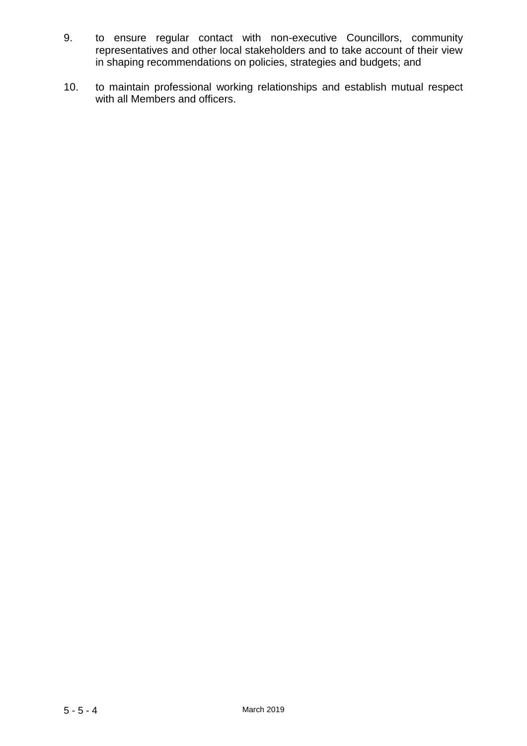9. to ensure regular contact with non-executive Councillors, community representatives and other local stakeholders and to take account of their view in shaping recommendations on policies, strategies and budgets; and

10. to maintain professional working relationships and establish mutual respect with all Members and officers.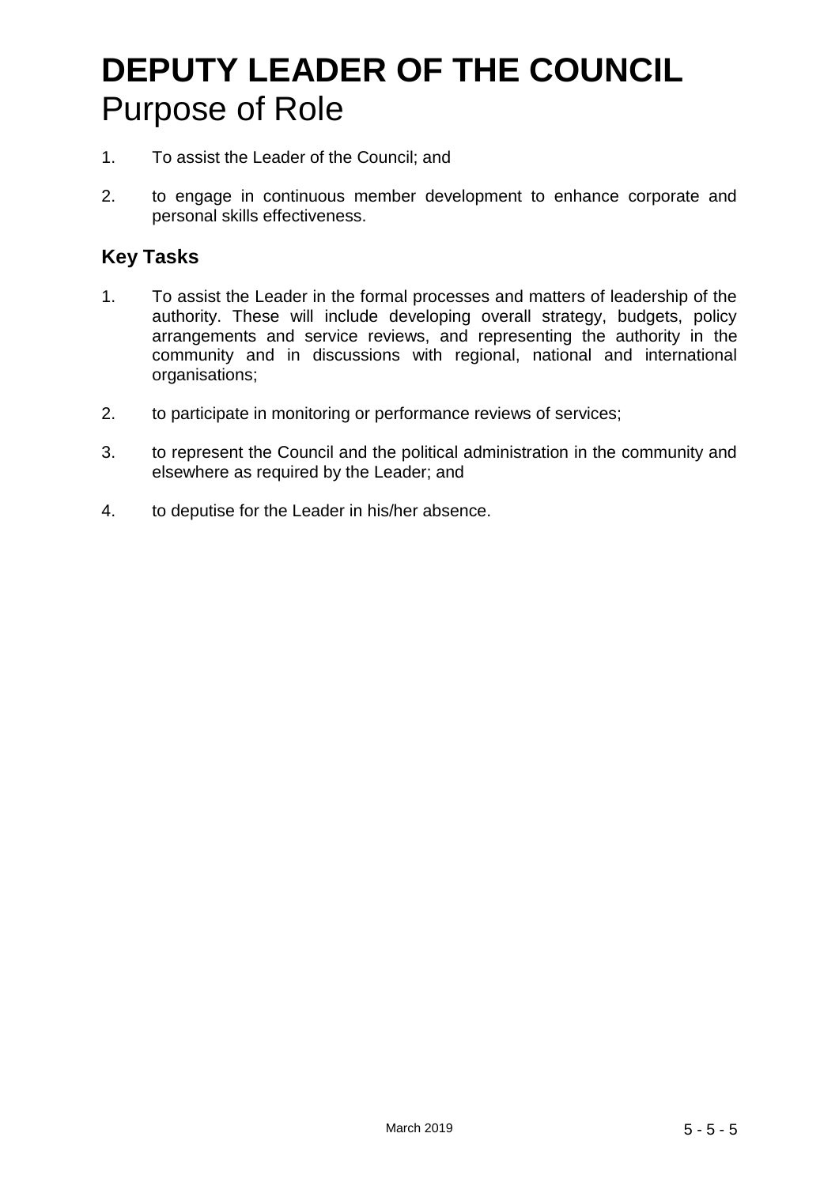# DEPUTY LEADER OF THE COUNCIL
Purpose of Role

1. To assist the Leader of the Council; and

2. to engage in continuous member development to enhance corporate and personal skills effectiveness.

## Key Tasks

1. To assist the Leader in the formal processes and matters of leadership of the authority. These will include developing overall strategy, budgets, policy arrangements and service reviews, and representing the authority in the community and in discussions with regional, national and international organisations;

2. to participate in monitoring or performance reviews of services;

3. to represent the Council and the political administration in the community and elsewhere as required by the Leader; and

4. to deputise for the Leader in his/her absence.

March 2019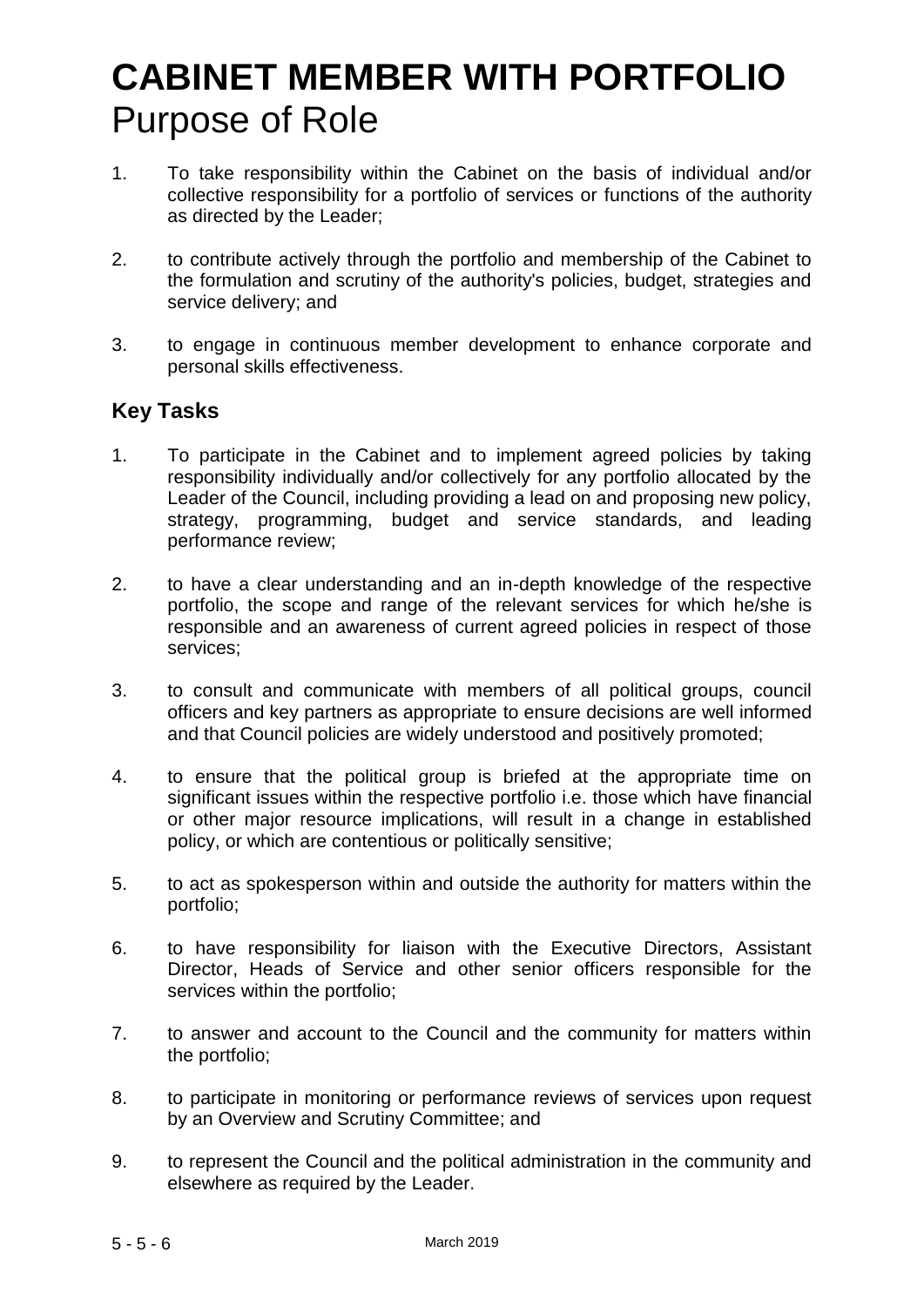# CABINET MEMBER WITH PORTFOLIO

## Purpose of Role

1. To take responsibility within the Cabinet on the basis of individual and/or collective responsibility for a portfolio of services or functions of the authority as directed by the Leader;

2. to contribute actively through the portfolio and membership of the Cabinet to the formulation and scrutiny of the authority's policies, budget, strategies and service delivery; and

3. to engage in continuous member development to enhance corporate and personal skills effectiveness.

### Key Tasks

1. To participate in the Cabinet and to implement agreed policies by taking responsibility individually and/or collectively for any portfolio allocated by the Leader of the Council, including providing a lead on and proposing new policy, strategy, programming, budget and service standards, and leading performance review;

2. to have a clear understanding and an in-depth knowledge of the respective portfolio, the scope and range of the relevant services for which he/she is responsible and an awareness of current agreed policies in respect of those services;

3. to consult and communicate with members of all political groups, council officers and key partners as appropriate to ensure decisions are well informed and that Council policies are widely understood and positively promoted;

4. to ensure that the political group is briefed at the appropriate time on significant issues within the respective portfolio i.e. those which have financial or other major resource implications, will result in a change in established policy, or which are contentious or politically sensitive;

5. to act as spokesperson within and outside the authority for matters within the portfolio;

6. to have responsibility for liaison with the Executive Directors, Assistant Director, Heads of Service and other senior officers responsible for the services within the portfolio;

7. to answer and account to the Council and the community for matters within the portfolio;

8. to participate in monitoring or performance reviews of services upon request by an Overview and Scrutiny Committee; and

9. to represent the Council and the political administration in the community and elsewhere as required by the Leader.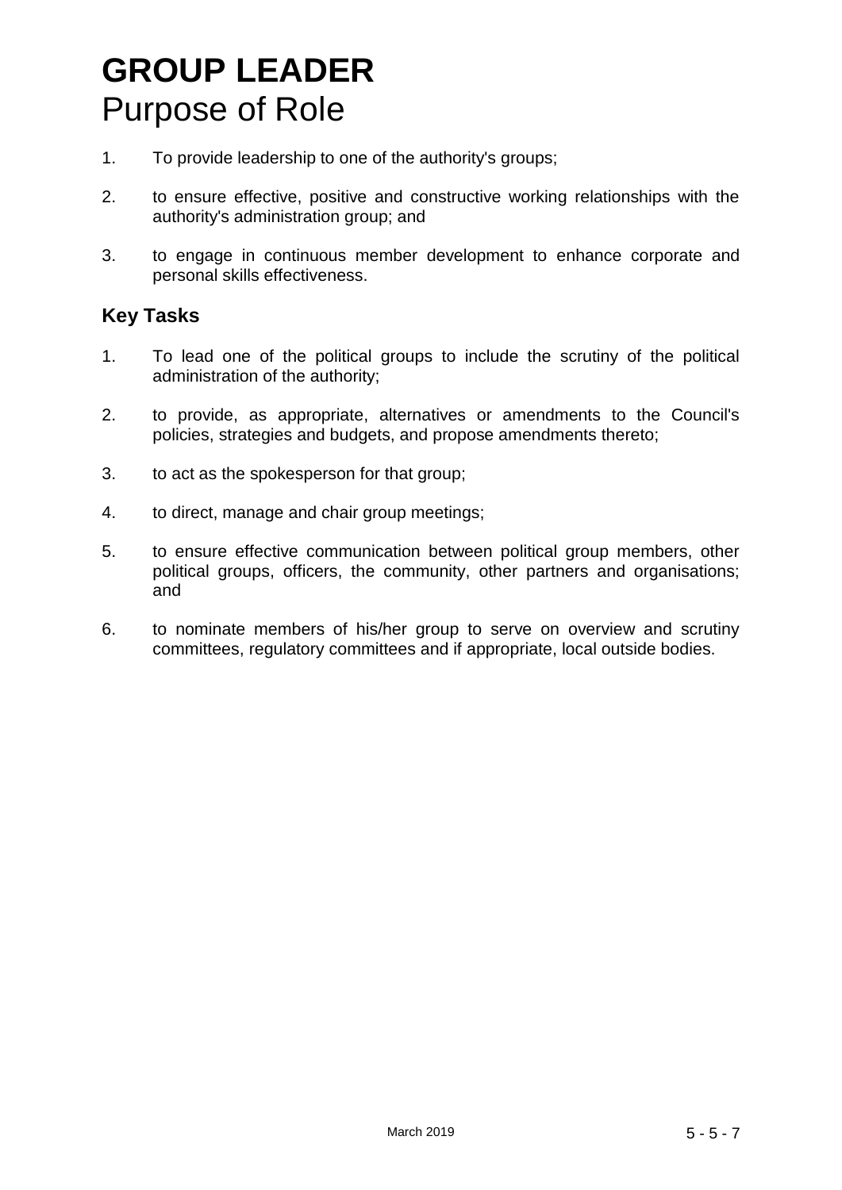# GROUP LEADER

## Purpose of Role

1. To provide leadership to one of the authority's groups;
2. to ensure effective, positive and constructive working relationships with the authority's administration group; and
3. to engage in continuous member development to enhance corporate and personal skills effectiveness.

### Key Tasks

1. To lead one of the political groups to include the scrutiny of the political administration of the authority;
2. to provide, as appropriate, alternatives or amendments to the Council's policies, strategies and budgets, and propose amendments thereto;
3. to act as the spokesperson for that group;
4. to direct, manage and chair group meetings;
5. to ensure effective communication between political group members, other political groups, officers, the community, other partners and organisations; and
6. to nominate members of his/her group to serve on overview and scrutiny committees, regulatory committees and if appropriate, local outside bodies.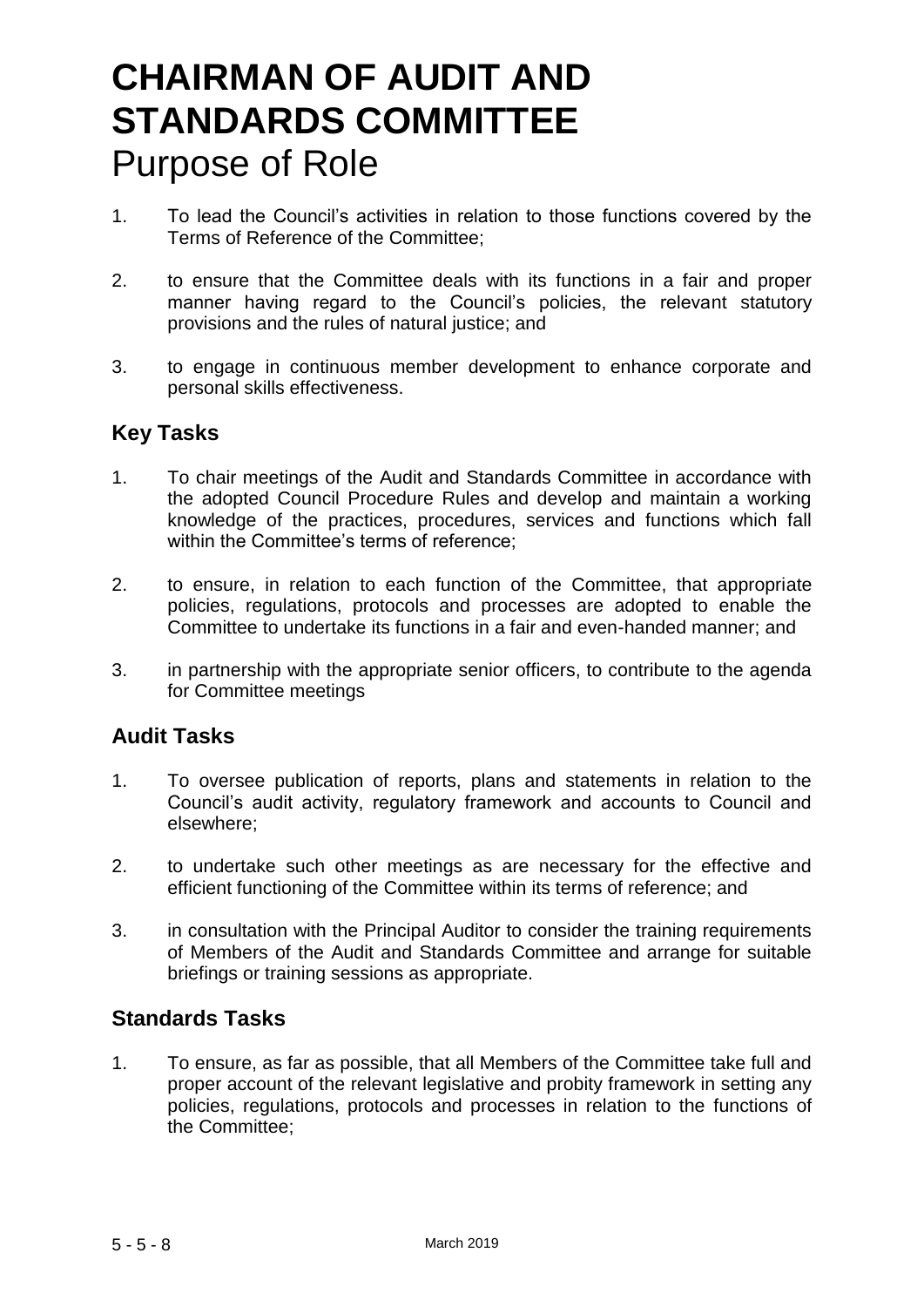# CHAIRMAN OF AUDIT AND STANDARDS COMMITTEE

## Purpose of Role

1. To lead the Council's activities in relation to those functions covered by the Terms of Reference of the Committee;

2. to ensure that the Committee deals with its functions in a fair and proper manner having regard to the Council's policies, the relevant statutory provisions and the rules of natural justice; and

3. to engage in continuous member development to enhance corporate and personal skills effectiveness.

### Key Tasks

1. To chair meetings of the Audit and Standards Committee in accordance with the adopted Council Procedure Rules and develop and maintain a working knowledge of the practices, procedures, services and functions which fall within the Committee's terms of reference;

2. to ensure, in relation to each function of the Committee, that appropriate policies, regulations, protocols and processes are adopted to enable the Committee to undertake its functions in a fair and even-handed manner; and

3. in partnership with the appropriate senior officers, to contribute to the agenda for Committee meetings

### Audit Tasks

1. To oversee publication of reports, plans and statements in relation to the Council's audit activity, regulatory framework and accounts to Council and elsewhere;

2. to undertake such other meetings as are necessary for the effective and efficient functioning of the Committee within its terms of reference; and

3. in consultation with the Principal Auditor to consider the training requirements of Members of the Audit and Standards Committee and arrange for suitable briefings or training sessions as appropriate.

### Standards Tasks

1. To ensure, as far as possible, that all Members of the Committee take full and proper account of the relevant legislative and probity framework in setting any policies, regulations, protocols and processes in relation to the functions of the Committee;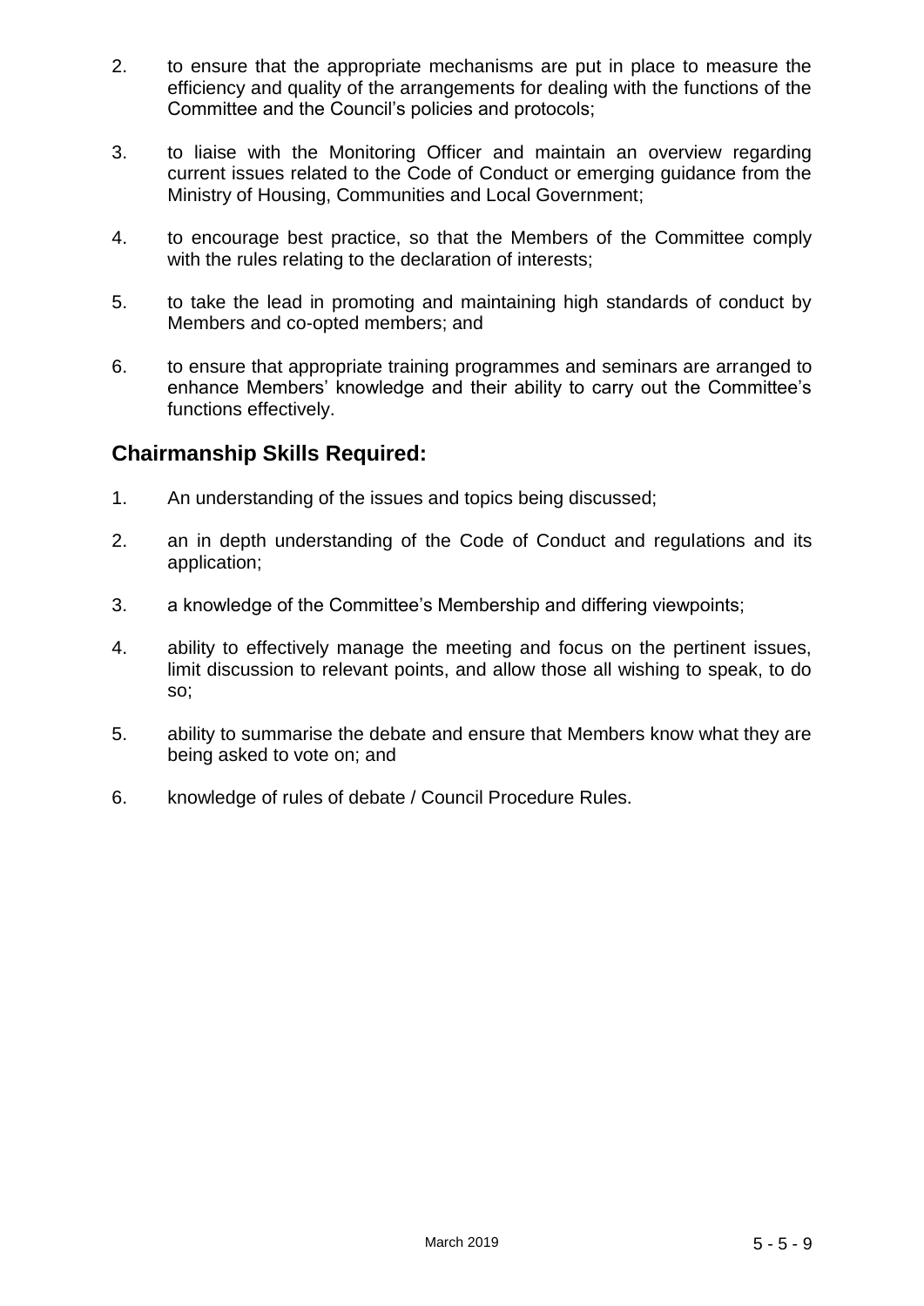2. to ensure that the appropriate mechanisms are put in place to measure the efficiency and quality of the arrangements for dealing with the functions of the Committee and the Council's policies and protocols;

3. to liaise with the Monitoring Officer and maintain an overview regarding current issues related to the Code of Conduct or emerging guidance from the Ministry of Housing, Communities and Local Government;

4. to encourage best practice, so that the Members of the Committee comply with the rules relating to the declaration of interests;

5. to take the lead in promoting and maintaining high standards of conduct by Members and co-opted members; and

6. to ensure that appropriate training programmes and seminars are arranged to enhance Members' knowledge and their ability to carry out the Committee's functions effectively.

## Chairmanship Skills Required:

1. An understanding of the issues and topics being discussed;

2. an in depth understanding of the Code of Conduct and regulations and its application;

3. a knowledge of the Committee's Membership and differing viewpoints;

4. ability to effectively manage the meeting and focus on the pertinent issues, limit discussion to relevant points, and allow those all wishing to speak, to do so;

5. ability to summarise the debate and ensure that Members know what they are being asked to vote on; and

6. knowledge of rules of debate / Council Procedure Rules.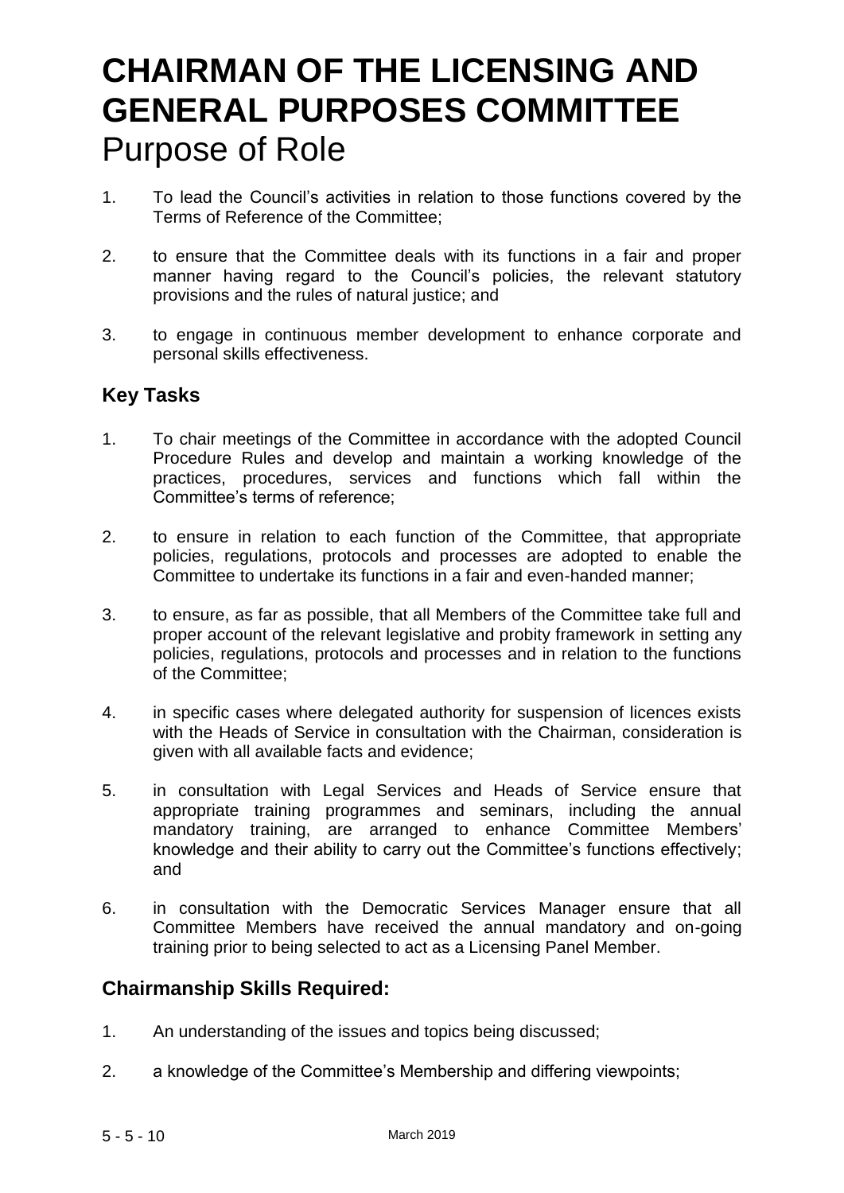# CHAIRMAN OF THE LICENSING AND GENERAL PURPOSES COMMITTEE

## Purpose of Role

1. To lead the Council's activities in relation to those functions covered by the Terms of Reference of the Committee;

2. to ensure that the Committee deals with its functions in a fair and proper manner having regard to the Council's policies, the relevant statutory provisions and the rules of natural justice; and

3. to engage in continuous member development to enhance corporate and personal skills effectiveness.

### Key Tasks

1. To chair meetings of the Committee in accordance with the adopted Council Procedure Rules and develop and maintain a working knowledge of the practices, procedures, services and functions which fall within the Committee's terms of reference;

2. to ensure in relation to each function of the Committee, that appropriate policies, regulations, protocols and processes are adopted to enable the Committee to undertake its functions in a fair and even-handed manner;

3. to ensure, as far as possible, that all Members of the Committee take full and proper account of the relevant legislative and probity framework in setting any policies, regulations, protocols and processes and in relation to the functions of the Committee;

4. in specific cases where delegated authority for suspension of licences exists with the Heads of Service in consultation with the Chairman, consideration is given with all available facts and evidence;

5. in consultation with Legal Services and Heads of Service ensure that appropriate training programmes and seminars, including the annual mandatory training, are arranged to enhance Committee Members' knowledge and their ability to carry out the Committee's functions effectively; and

6. in consultation with the Democratic Services Manager ensure that all Committee Members have received the annual mandatory and on-going training prior to being selected to act as a Licensing Panel Member.

### Chairmanship Skills Required:

1. An understanding of the issues and topics being discussed;

2. a knowledge of the Committee's Membership and differing viewpoints;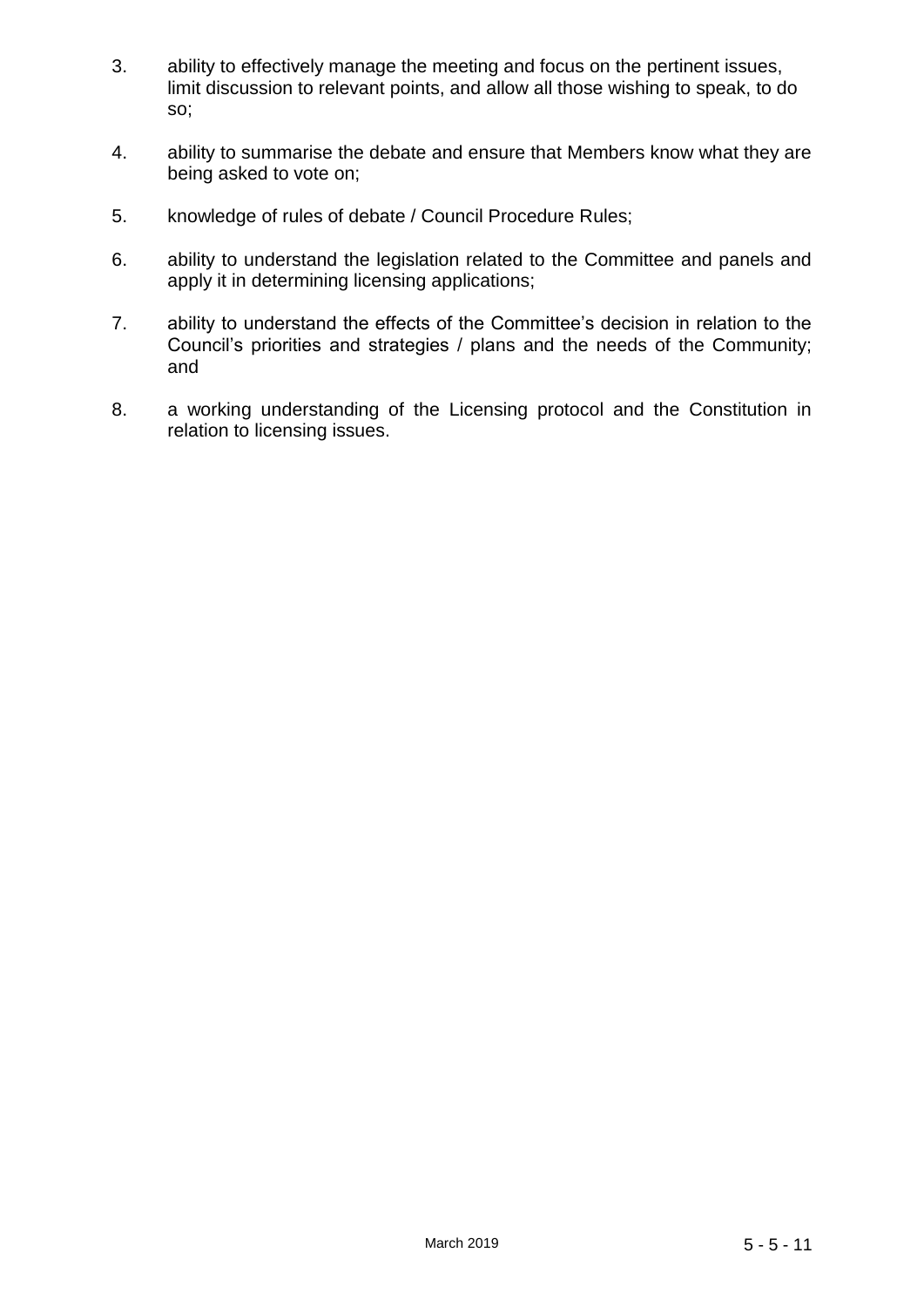3. ability to effectively manage the meeting and focus on the pertinent issues, limit discussion to relevant points, and allow all those wishing to speak, to do so;

4. ability to summarise the debate and ensure that Members know what they are being asked to vote on;

5. knowledge of rules of debate / Council Procedure Rules;

6. ability to understand the legislation related to the Committee and panels and apply it in determining licensing applications;

7. ability to understand the effects of the Committee's decision in relation to the Council's priorities and strategies / plans and the needs of the Community; and

8. a working understanding of the Licensing protocol and the Constitution in relation to licensing issues.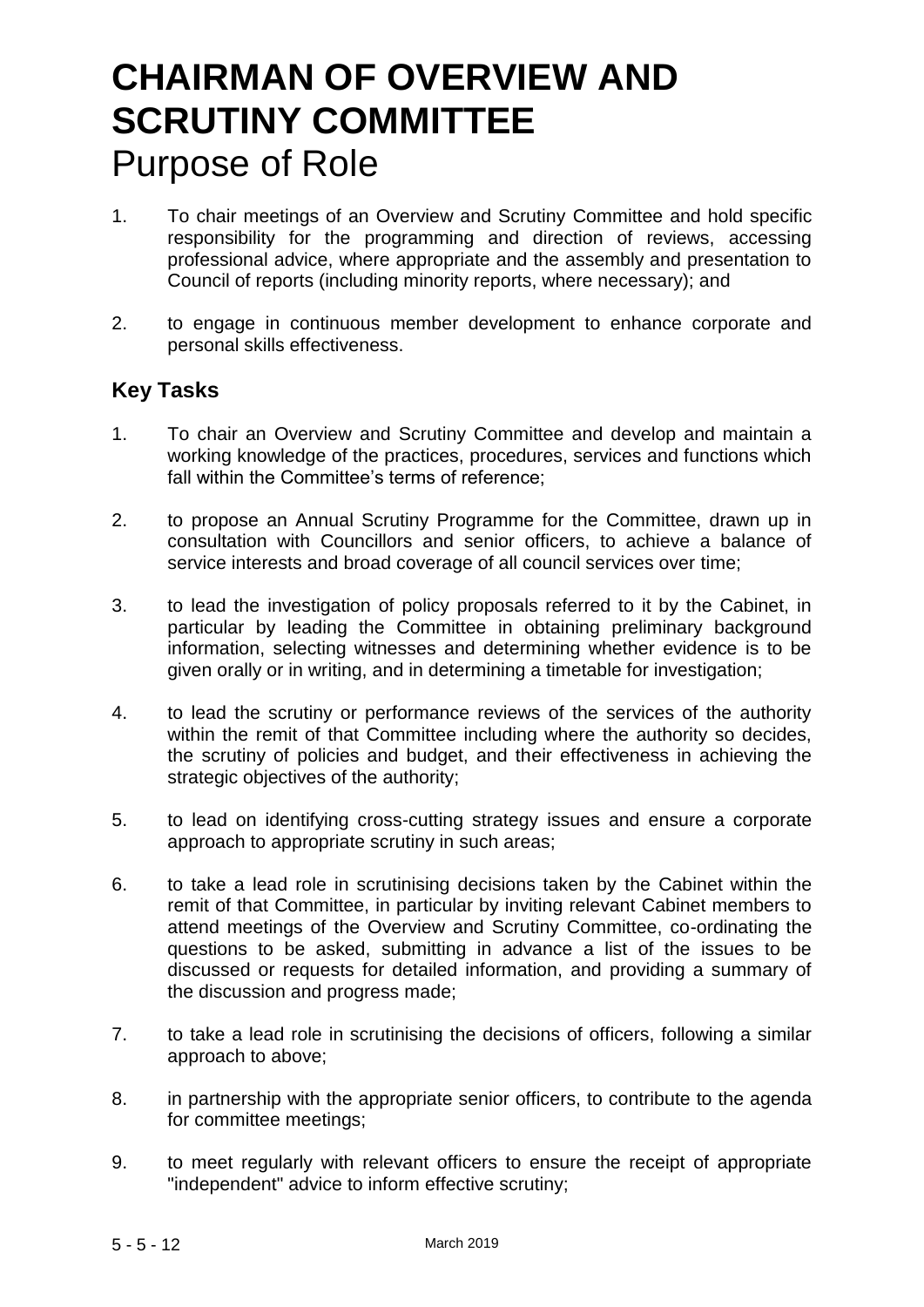# CHAIRMAN OF OVERVIEW AND SCRUTINY COMMITTEE

## Purpose of Role

1. To chair meetings of an Overview and Scrutiny Committee and hold specific responsibility for the programming and direction of reviews, accessing professional advice, where appropriate and the assembly and presentation to Council of reports (including minority reports, where necessary); and

2. to engage in continuous member development to enhance corporate and personal skills effectiveness.

### Key Tasks

1. To chair an Overview and Scrutiny Committee and develop and maintain a working knowledge of the practices, procedures, services and functions which fall within the Committee's terms of reference;

2. to propose an Annual Scrutiny Programme for the Committee, drawn up in consultation with Councillors and senior officers, to achieve a balance of service interests and broad coverage of all council services over time;

3. to lead the investigation of policy proposals referred to it by the Cabinet, in particular by leading the Committee in obtaining preliminary background information, selecting witnesses and determining whether evidence is to be given orally or in writing, and in determining a timetable for investigation;

4. to lead the scrutiny or performance reviews of the services of the authority within the remit of that Committee including where the authority so decides, the scrutiny of policies and budget, and their effectiveness in achieving the strategic objectives of the authority;

5. to lead on identifying cross-cutting strategy issues and ensure a corporate approach to appropriate scrutiny in such areas;

6. to take a lead role in scrutinising decisions taken by the Cabinet within the remit of that Committee, in particular by inviting relevant Cabinet members to attend meetings of the Overview and Scrutiny Committee, co-ordinating the questions to be asked, submitting in advance a list of the issues to be discussed or requests for detailed information, and providing a summary of the discussion and progress made;

7. to take a lead role in scrutinising the decisions of officers, following a similar approach to above;

8. in partnership with the appropriate senior officers, to contribute to the agenda for committee meetings;

9. to meet regularly with relevant officers to ensure the receipt of appropriate "independent" advice to inform effective scrutiny;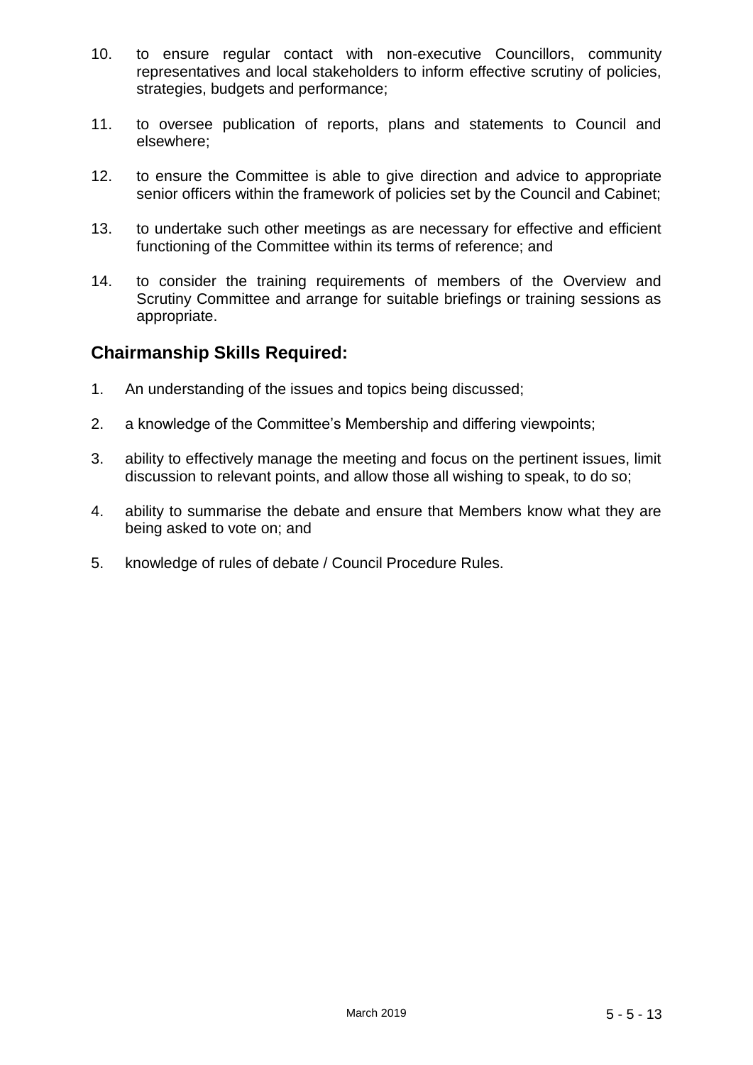10. to ensure regular contact with non-executive Councillors, community representatives and local stakeholders to inform effective scrutiny of policies, strategies, budgets and performance;

11. to oversee publication of reports, plans and statements to Council and elsewhere;

12. to ensure the Committee is able to give direction and advice to appropriate senior officers within the framework of policies set by the Council and Cabinet;

13. to undertake such other meetings as are necessary for effective and efficient functioning of the Committee within its terms of reference; and

14. to consider the training requirements of members of the Overview and Scrutiny Committee and arrange for suitable briefings or training sessions as appropriate.

## Chairmanship Skills Required:

1. An understanding of the issues and topics being discussed;

2. a knowledge of the Committee's Membership and differing viewpoints;

3. ability to effectively manage the meeting and focus on the pertinent issues, limit discussion to relevant points, and allow those all wishing to speak, to do so;

4. ability to summarise the debate and ensure that Members know what they are being asked to vote on; and

5. knowledge of rules of debate / Council Procedure Rules.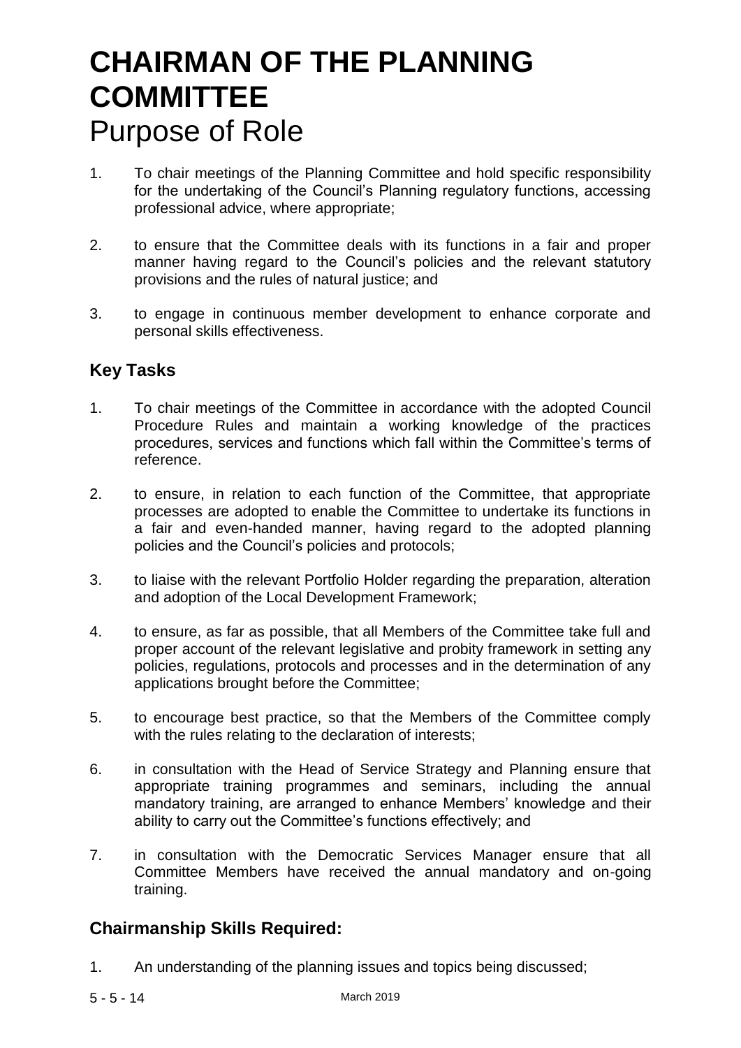# CHAIRMAN OF THE PLANNING COMMITTEE

## Purpose of Role

1. To chair meetings of the Planning Committee and hold specific responsibility for the undertaking of the Council's Planning regulatory functions, accessing professional advice, where appropriate;

2. to ensure that the Committee deals with its functions in a fair and proper manner having regard to the Council's policies and the relevant statutory provisions and the rules of natural justice; and

3. to engage in continuous member development to enhance corporate and personal skills effectiveness.

### Key Tasks

1. To chair meetings of the Committee in accordance with the adopted Council Procedure Rules and maintain a working knowledge of the practices procedures, services and functions which fall within the Committee's terms of reference.

2. to ensure, in relation to each function of the Committee, that appropriate processes are adopted to enable the Committee to undertake its functions in a fair and even-handed manner, having regard to the adopted planning policies and the Council's policies and protocols;

3. to liaise with the relevant Portfolio Holder regarding the preparation, alteration and adoption of the Local Development Framework;

4. to ensure, as far as possible, that all Members of the Committee take full and proper account of the relevant legislative and probity framework in setting any policies, regulations, protocols and processes and in the determination of any applications brought before the Committee;

5. to encourage best practice, so that the Members of the Committee comply with the rules relating to the declaration of interests;

6. in consultation with the Head of Service Strategy and Planning ensure that appropriate training programmes and seminars, including the annual mandatory training, are arranged to enhance Members' knowledge and their ability to carry out the Committee's functions effectively; and

7. in consultation with the Democratic Services Manager ensure that all Committee Members have received the annual mandatory and on-going training.

### Chairmanship Skills Required:

1. An understanding of the planning issues and topics being discussed;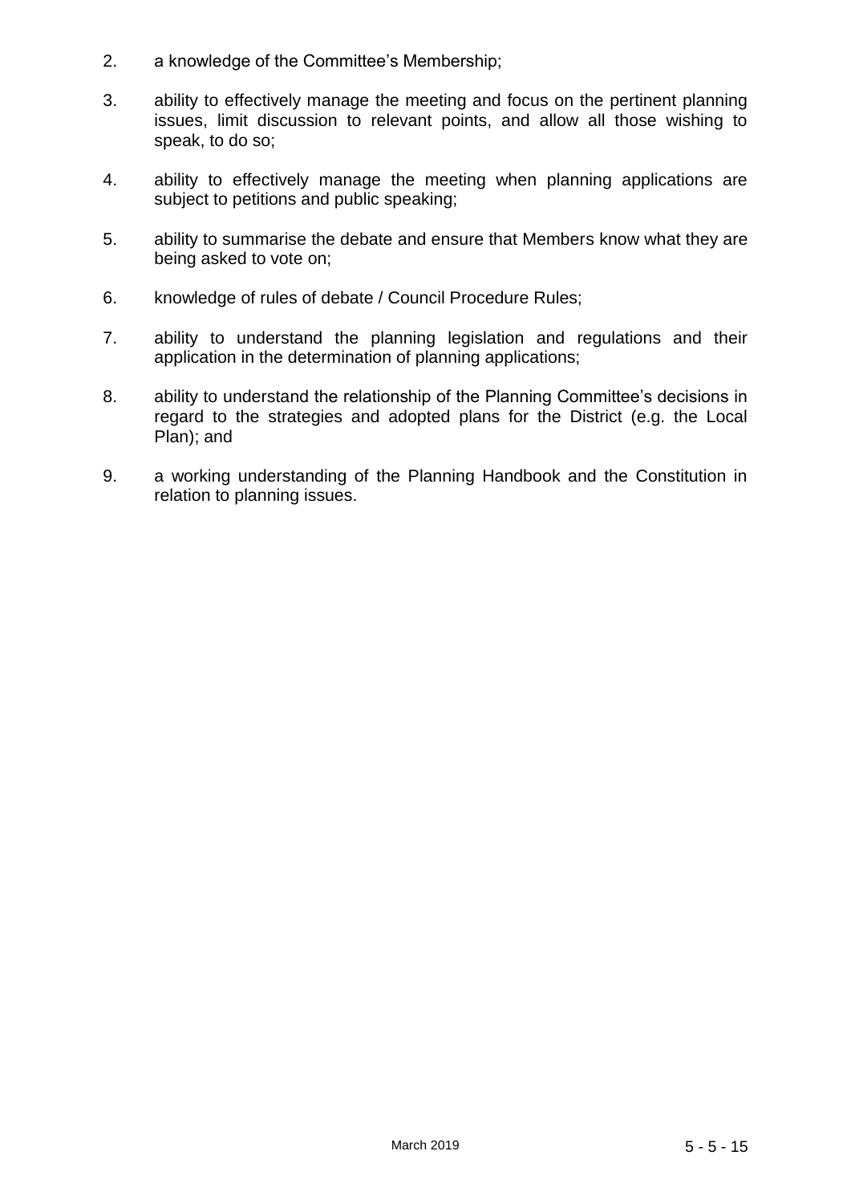2. a knowledge of the Committee's Membership;

3. ability to effectively manage the meeting and focus on the pertinent planning issues, limit discussion to relevant points, and allow all those wishing to speak, to do so;

4. ability to effectively manage the meeting when planning applications are subject to petitions and public speaking;

5. ability to summarise the debate and ensure that Members know what they are being asked to vote on;

6. knowledge of rules of debate / Council Procedure Rules;

7. ability to understand the planning legislation and regulations and their application in the determination of planning applications;

8. ability to understand the relationship of the Planning Committee's decisions in regard to the strategies and adopted plans for the District (e.g. the Local Plan); and

9. a working understanding of the Planning Handbook and the Constitution in relation to planning issues.